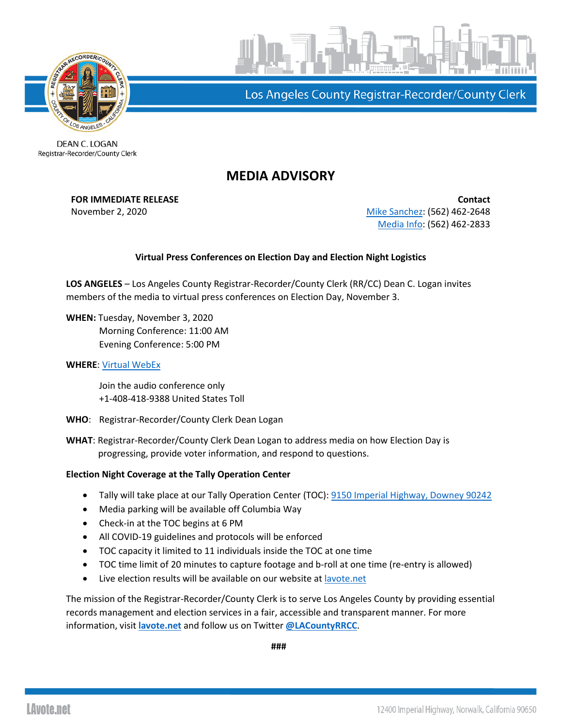Los Angeles County Registrar-Recorder/County Clerk

DEAN C. LOGAN
Registrar-Recorder/County Clerk

# MEDIA ADVISORY

**FOR IMMEDIATE RELEASE**
November 2, 2020

**Contact**
Mike Sanchez: (562) 462-2648
Media Info: (562) 462-2833

**Virtual Press Conferences on Election Day and Election Night Logistics**

**LOS ANGELES** – Los Angeles County Registrar-Recorder/County Clerk (RR/CC) Dean C. Logan invites members of the media to virtual press conferences on Election Day, November 3.

**WHEN:** Tuesday, November 3, 2020
Morning Conference: 11:00 AM
Evening Conference: 5:00 PM

**WHERE**: Virtual WebEx

Join the audio conference only
+1-408-418-9388 United States Toll

**WHO**: Registrar-Recorder/County Clerk Dean Logan

**WHAT**: Registrar-Recorder/County Clerk Dean Logan to address media on how Election Day is progressing, provide voter information, and respond to questions.

**Election Night Coverage at the Tally Operation Center**

- Tally will take place at our Tally Operation Center (TOC): 9150 Imperial Highway, Downey 90242
- Media parking will be available off Columbia Way
- Check-in at the TOC begins at 6 PM
- All COVID-19 guidelines and protocols will be enforced
- TOC capacity it limited to 11 individuals inside the TOC at one time
- TOC time limit of 20 minutes to capture footage and b-roll at one time (re-entry is allowed)
- Live election results will be available on our website at lavote.net

The mission of the Registrar-Recorder/County Clerk is to serve Los Angeles County by providing essential records management and election services in a fair, accessible and transparent manner. For more information, visit **lavote.net** and follow us on Twitter **@LACountyRRCC**.

###